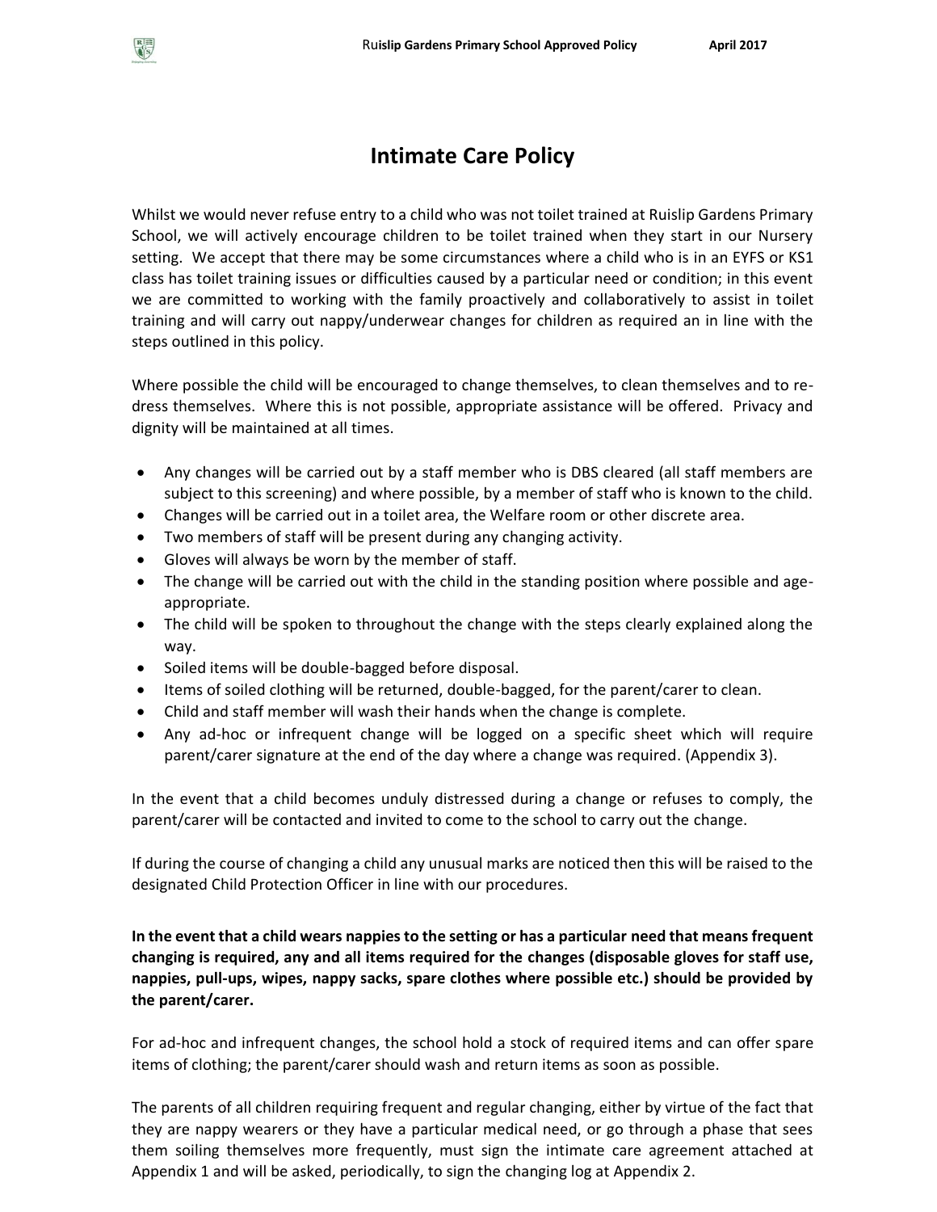# Intimate Care Policy

Whilst we would never refuse entry to a child who was not toilet trained at Ruislip Gardens Primary School, we will actively encourage children to be toilet trained when they start in our Nursery setting. We accept that there may be some circumstances where a child who is in an EYFS or KS1 class has toilet training issues or difficulties caused by a particular need or condition; in this event we are committed to working with the family proactively and collaboratively to assist in toilet training and will carry out nappy/underwear changes for children as required an in line with the steps outlined in this policy.

Where possible the child will be encouraged to change themselves, to clean themselves and to re-dress themselves. Where this is not possible, appropriate assistance will be offered. Privacy and dignity will be maintained at all times.

- Any changes will be carried out by a staff member who is DBS cleared (all staff members are subject to this screening) and where possible, by a member of staff who is known to the child.
- Changes will be carried out in a toilet area, the Welfare room or other discrete area.
- Two members of staff will be present during any changing activity.
- Gloves will always be worn by the member of staff.
- The change will be carried out with the child in the standing position where possible and age-appropriate.
- The child will be spoken to throughout the change with the steps clearly explained along the way.
- Soiled items will be double-bagged before disposal.
- Items of soiled clothing will be returned, double-bagged, for the parent/carer to clean.
- Child and staff member will wash their hands when the change is complete.
- Any ad-hoc or infrequent change will be logged on a specific sheet which will require parent/carer signature at the end of the day where a change was required. (Appendix 3).

In the event that a child becomes unduly distressed during a change or refuses to comply, the parent/carer will be contacted and invited to come to the school to carry out the change.

If during the course of changing a child any unusual marks are noticed then this will be raised to the designated Child Protection Officer in line with our procedures.

**In the event that a child wears nappies to the setting or has a particular need that means frequent changing is required, any and all items required for the changes (disposable gloves for staff use, nappies, pull-ups, wipes, nappy sacks, spare clothes where possible etc.) should be provided by the parent/carer.**

For ad-hoc and infrequent changes, the school hold a stock of required items and can offer spare items of clothing; the parent/carer should wash and return items as soon as possible.

The parents of all children requiring frequent and regular changing, either by virtue of the fact that they are nappy wearers or they have a particular medical need, or go through a phase that sees them soiling themselves more frequently, must sign the intimate care agreement attached at Appendix 1 and will be asked, periodically, to sign the changing log at Appendix 2.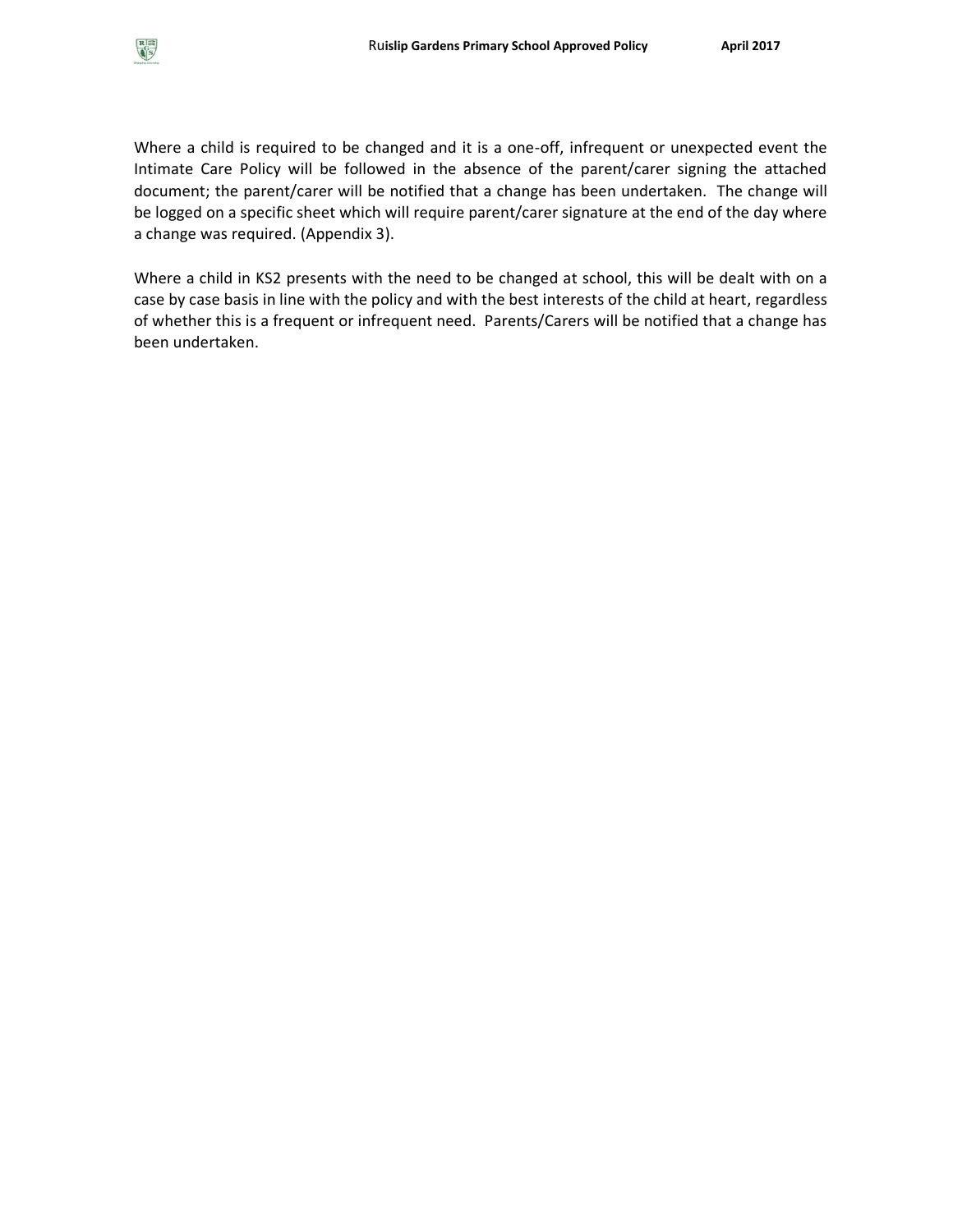Where a child is required to be changed and it is a one-off, infrequent or unexpected event the Intimate Care Policy will be followed in the absence of the parent/carer signing the attached document; the parent/carer will be notified that a change has been undertaken. The change will be logged on a specific sheet which will require parent/carer signature at the end of the day where a change was required. (Appendix 3).

Where a child in KS2 presents with the need to be changed at school, this will be dealt with on a case by case basis in line with the policy and with the best interests of the child at heart, regardless of whether this is a frequent or infrequent need. Parents/Carers will be notified that a change has been undertaken.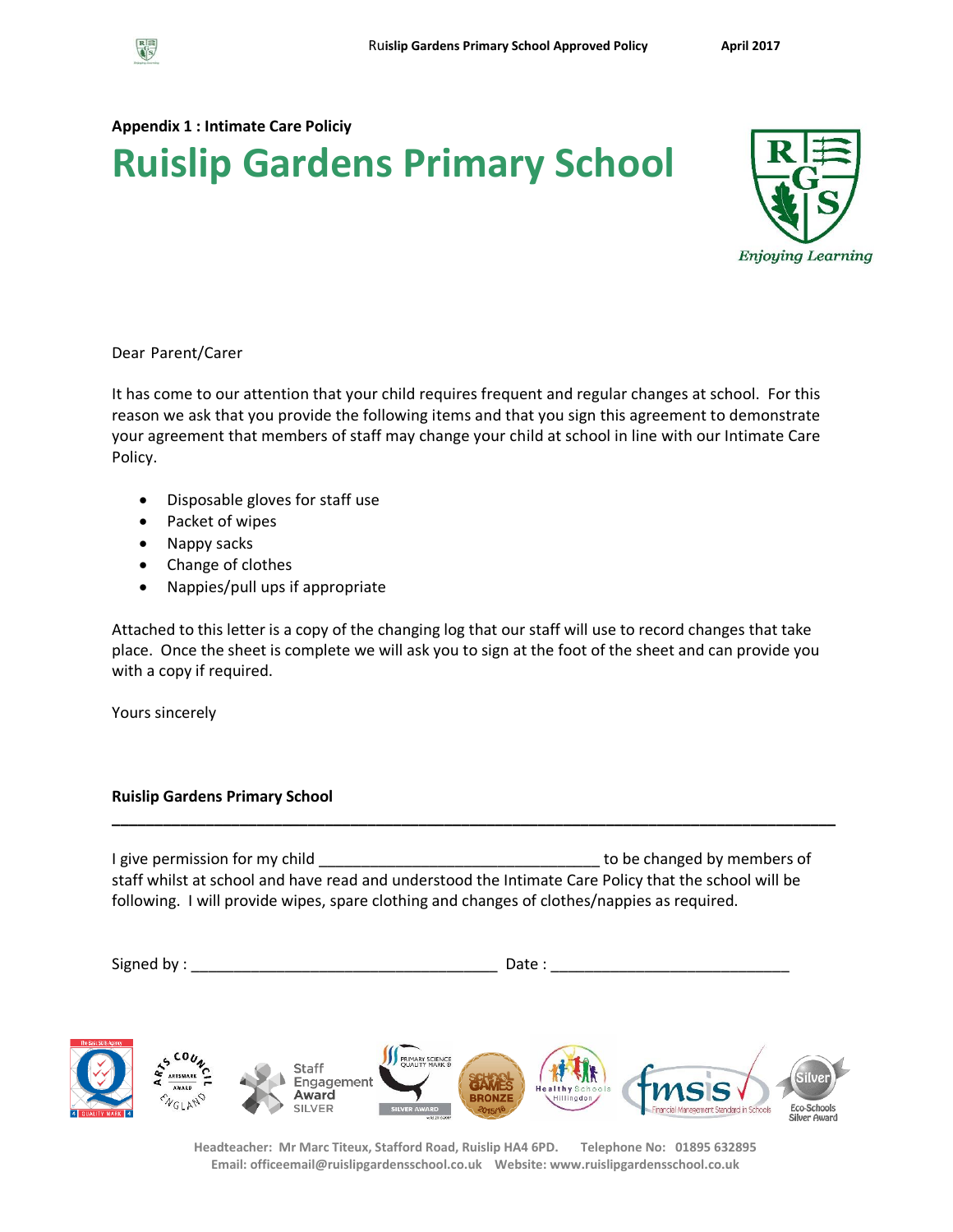**Appendix 1 : Intimate Care Policiy**

# Ruislip Gardens Primary School

*Enjoying Learning*

Dear Parent/Carer

It has come to our attention that your child requires frequent and regular changes at school. For this reason we ask that you provide the following items and that you sign this agreement to demonstrate your agreement that members of staff may change your child at school in line with our Intimate Care Policy.

- Disposable gloves for staff use
- Packet of wipes
- Nappy sacks
- Change of clothes
- Nappies/pull ups if appropriate

Attached to this letter is a copy of the changing log that our staff will use to record changes that take place. Once the sheet is complete we will ask you to sign at the foot of the sheet and can provide you with a copy if required.

Yours sincerely

**Ruislip Gardens Primary School**

---

I give permission for my child ________________________________ to be changed by members of staff whilst at school and have read and understood the Intimate Care Policy that the school will be following. I will provide wipes, spare clothing and changes of clothes/nappies as required.

Signed by : __________________________________ Date : ___________________________

Headteacher: Mr Marc Titeux, Stafford Road, Ruislip HA4 6PD. Telephone No: 01895 632895
Email: officeemail@ruislipgardensschool.co.uk Website: www.ruislipgardensschool.co.uk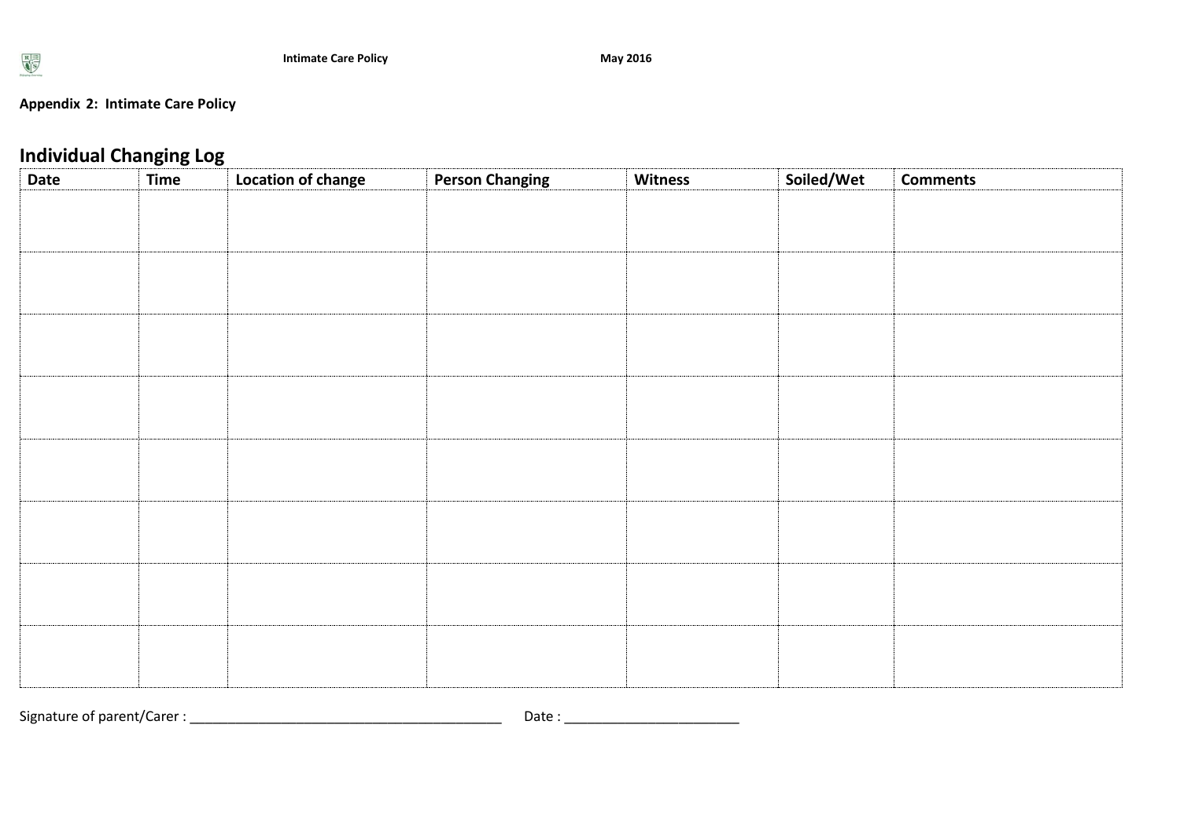**Appendix 2: Intimate Care Policy**

## Individual Changing Log

| Date | Time | Location of change | Person Changing | Witness | Soiled/Wet | Comments |
|---|---|---|---|---|---|---|
| | | | | | | |
| | | | | | | |
| | | | | | | |
| | | | | | | |
| | | | | | | |
| | | | | | | |
| | | | | | | |
| | | | | | | |

Signature of parent/Carer : ________________________________________ Date : _______________________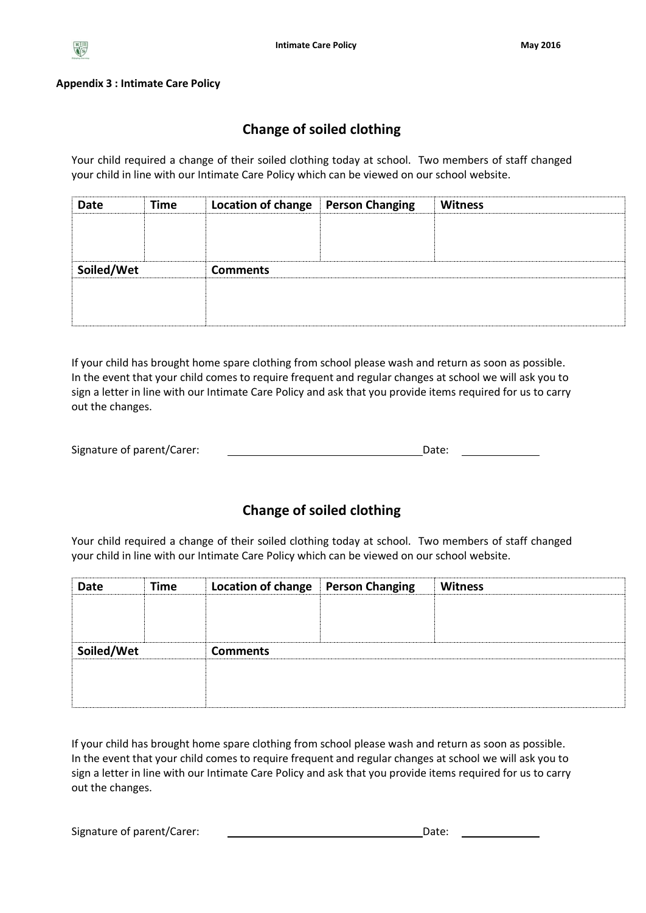**Appendix 3 : Intimate Care Policy**

## Change of soiled clothing

Your child required a change of their soiled clothing today at school. Two members of staff changed your child in line with our Intimate Care Policy which can be viewed on our school website.

| Date | Time | Location of change | Person Changing | Witness |
|---|---|---|---|---|
| | | | | |
| **Soiled/Wet** | | **Comments** | | |
| | | | | |

If your child has brought home spare clothing from school please wash and return as soon as possible. In the event that your child comes to require frequent and regular changes at school we will ask you to sign a letter in line with our Intimate Care Policy and ask that you provide items required for us to carry out the changes.

Signature of parent/Carer: ______________________________ Date: ____________

## Change of soiled clothing

Your child required a change of their soiled clothing today at school. Two members of staff changed your child in line with our Intimate Care Policy which can be viewed on our school website.

| Date | Time | Location of change | Person Changing | Witness |
|---|---|---|---|---|
| | | | | |
| **Soiled/Wet** | | **Comments** | | |
| | | | | |

If your child has brought home spare clothing from school please wash and return as soon as possible. In the event that your child comes to require frequent and regular changes at school we will ask you to sign a letter in line with our Intimate Care Policy and ask that you provide items required for us to carry out the changes.

Signature of parent/Carer: ______________________________ Date: ____________